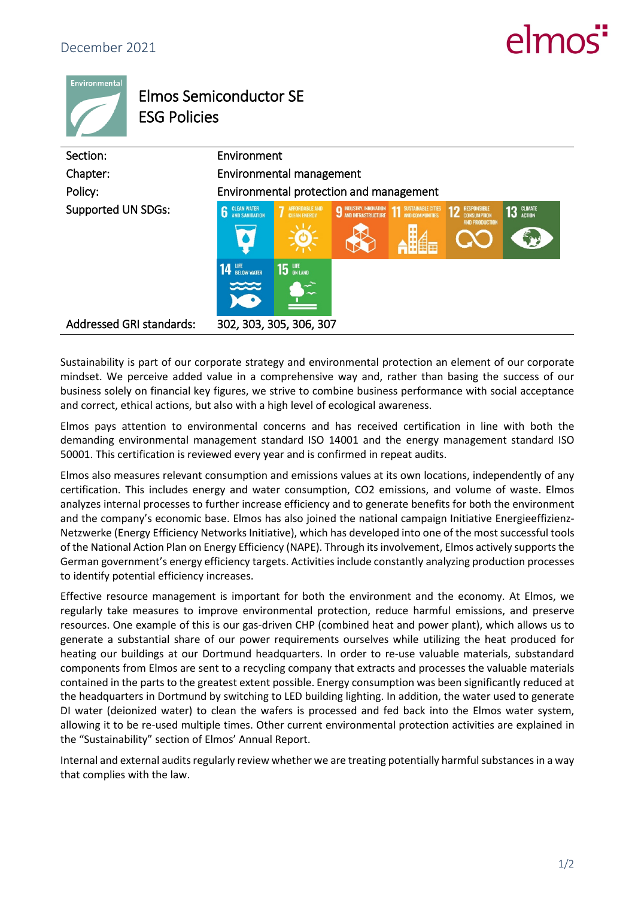December 2021

# Elmos Semiconductor SE ESG Policies

| | |
|---|---|
| Section: | Environment |
| Chapter: | Environmental management |
| Policy: | Environmental protection and management |
| Supported UN SDGs: | 6 Clean Water and Sanitation, 7 Affordable and Clean Energy, 9 Industry, Innovation and Infrastructure, 11 Sustainable Cities and Communities, 12 Responsible Consumption and Production, 13 Climate Action, 14 Life Below Water, 15 Life on Land |
| Addressed GRI standards: | 302, 303, 305, 306, 307 |

Sustainability is part of our corporate strategy and environmental protection an element of our corporate mindset. We perceive added value in a comprehensive way and, rather than basing the success of our business solely on financial key figures, we strive to combine business performance with social acceptance and correct, ethical actions, but also with a high level of ecological awareness.

Elmos pays attention to environmental concerns and has received certification in line with both the demanding environmental management standard ISO 14001 and the energy management standard ISO 50001. This certification is reviewed every year and is confirmed in repeat audits.

Elmos also measures relevant consumption and emissions values at its own locations, independently of any certification. This includes energy and water consumption, CO2 emissions, and volume of waste. Elmos analyzes internal processes to further increase efficiency and to generate benefits for both the environment and the company's economic base. Elmos has also joined the national campaign Initiative Energieeffizienz-Netzwerke (Energy Efficiency Networks Initiative), which has developed into one of the most successful tools of the National Action Plan on Energy Efficiency (NAPE). Through its involvement, Elmos actively supports the German government's energy efficiency targets. Activities include constantly analyzing production processes to identify potential efficiency increases.

Effective resource management is important for both the environment and the economy. At Elmos, we regularly take measures to improve environmental protection, reduce harmful emissions, and preserve resources. One example of this is our gas-driven CHP (combined heat and power plant), which allows us to generate a substantial share of our power requirements ourselves while utilizing the heat produced for heating our buildings at our Dortmund headquarters. In order to re-use valuable materials, substandard components from Elmos are sent to a recycling company that extracts and processes the valuable materials contained in the parts to the greatest extent possible. Energy consumption was been significantly reduced at the headquarters in Dortmund by switching to LED building lighting. In addition, the water used to generate DI water (deionized water) to clean the wafers is processed and fed back into the Elmos water system, allowing it to be re-used multiple times. Other current environmental protection activities are explained in the "Sustainability" section of Elmos' Annual Report.

Internal and external audits regularly review whether we are treating potentially harmful substances in a way that complies with the law.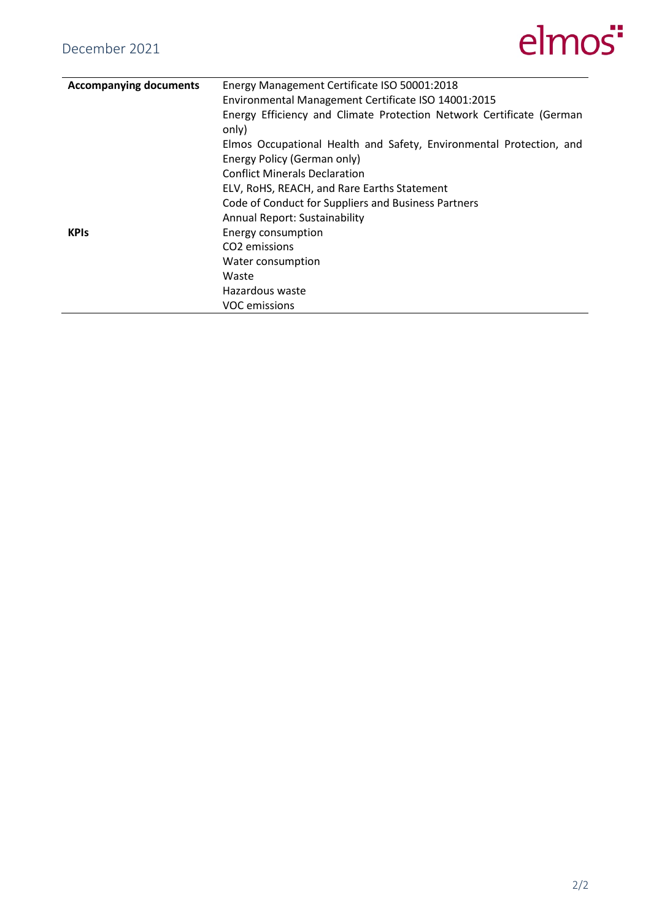| | |
|---|---|
| **Accompanying documents** | Energy Management Certificate ISO 50001:2018<br>Environmental Management Certificate ISO 14001:2015<br>Energy Efficiency and Climate Protection Network Certificate (German only)<br>Elmos Occupational Health and Safety, Environmental Protection, and Energy Policy (German only)<br>Conflict Minerals Declaration<br>ELV, RoHS, REACH, and Rare Earths Statement<br>Code of Conduct for Suppliers and Business Partners<br>Annual Report: Sustainability |
| **KPIs** | Energy consumption<br>$CO_2$ emissions<br>Water consumption<br>Waste<br>Hazardous waste<br>VOC emissions |